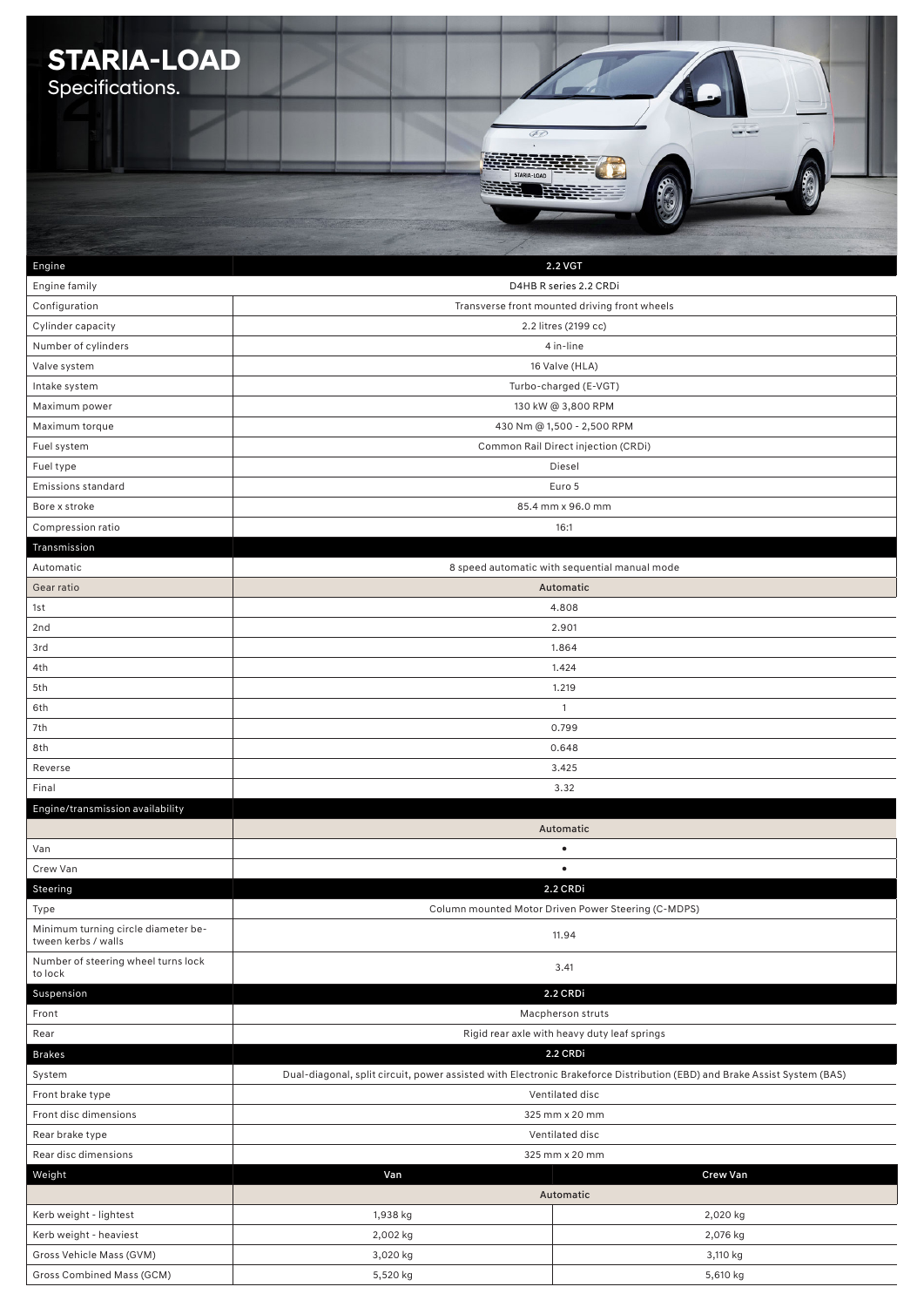# STARIA-LOAD
Specifications.

| Engine | 2.2 VGT | |
|---|---|---|
| Engine family | D4HB R series 2.2 CRDi | |
| Configuration | Transverse front mounted driving front wheels | |
| Cylinder capacity | 2.2 litres (2199 cc) | |
| Number of cylinders | 4 in-line | |
| Valve system | 16 Valve (HLA) | |
| Intake system | Turbo-charged (E-VGT) | |
| Maximum power | 130 kW @ 3,800 RPM | |
| Maximum torque | 430 Nm @ 1,500 - 2,500 RPM | |
| Fuel system | Common Rail Direct injection (CRDi) | |
| Fuel type | Diesel | |
| Emissions standard | Euro 5 | |
| Bore x stroke | 85.4 mm x 96.0 mm | |
| Compression ratio | 16:1 | |
| **Transmission** | | |
| Automatic | 8 speed automatic with sequential manual mode | |
| Gear ratio | Automatic | |
| 1st | 4.808 | |
| 2nd | 2.901 | |
| 3rd | 1.864 | |
| 4th | 1.424 | |
| 5th | 1.219 | |
| 6th | 1 | |
| 7th | 0.799 | |
| 8th | 0.648 | |
| Reverse | 3.425 | |
| Final | 3.32 | |
| **Engine/transmission availability** | | |
| | Automatic | |
| Van | • | |
| Crew Van | • | |
| **Steering** | **2.2 CRDi** | |
| Type | Column mounted Motor Driven Power Steering (C-MDPS) | |
| Minimum turning circle diameter between kerbs / walls | 11.94 | |
| Number of steering wheel turns lock to lock | 3.41 | |
| **Suspension** | **2.2 CRDi** | |
| Front | Macpherson struts | |
| Rear | Rigid rear axle with heavy duty leaf springs | |
| **Brakes** | **2.2 CRDi** | |
| System | Dual-diagonal, split circuit, power assisted with Electronic Brakeforce Distribution (EBD) and Brake Assist System (BAS) | |
| Front brake type | Ventilated disc | |
| Front disc dimensions | 325 mm x 20 mm | |
| Rear brake type | Ventilated disc | |
| Rear disc dimensions | 325 mm x 20 mm | |
| **Weight** | **Van** | **Crew Van** |
| | Automatic | |
| Kerb weight - lightest | 1,938 kg | 2,020 kg |
| Kerb weight - heaviest | 2,002 kg | 2,076 kg |
| Gross Vehicle Mass (GVM) | 3,020 kg | 3,110 kg |
| Gross Combined Mass (GCM) | 5,520 kg | 5,610 kg |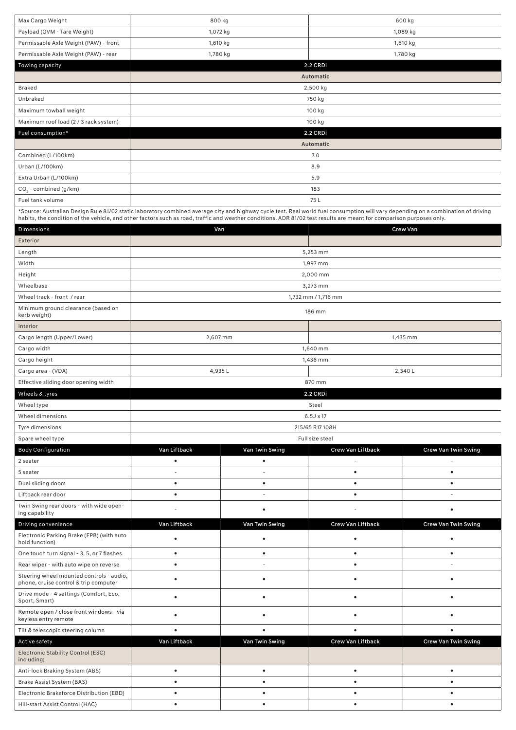| Max Cargo Weight | 800 kg | 600 kg |
|---|---|---|
| Payload (GVM - Tare Weight) | 1,072 kg | 1,089 kg |
| Permissable Axle Weight (PAW) - front | 1,610 kg | 1,610 kg |
| Permissable Axle Weight (PAW) - rear | 1,780 kg | 1,780 kg |

| Towing capacity | 2.2 CRDi |
|---|---|
| | Automatic |
| Braked | 2,500 kg |
| Unbraked | 750 kg |
| Maximum towball weight | 100 kg |
| Maximum roof load (2 / 3 rack system) | 100 kg |

| Fuel consumption* | 2.2 CRDi |
|---|---|
| | Automatic |
| Combined (L/100km) | 7.0 |
| Urban (L/100km) | 8.9 |
| Extra Urban (L/100km) | 5.9 |
| $CO_2$ - combined (g/km) | 183 |
| Fuel tank volume | 75 L |

*Source: Australian Design Rule 81/02 static laboratory combined average city and highway cycle test. Real world fuel consumption will vary depending on a combination of driving habits, the condition of the vehicle, and other factors such as road, traffic and weather conditions. ADR 81/02 test results are meant for comparison purposes only.

| Dimensions | Van | Crew Van |
|---|---|---|
| Exterior | | |
| Length | 5,253 mm | |
| Width | 1,997 mm | |
| Height | 2,000 mm | |
| Wheelbase | 3,273 mm | |
| Wheel track - front / rear | 1,732 mm / 1,716 mm | |
| Minimum ground clearance (based on kerb weight) | 186 mm | |
| Interior | | |
| Cargo length (Upper/Lower) | 2,607 mm | 1,435 mm |
| Cargo width | 1,640 mm | |
| Cargo height | 1,436 mm | |
| Cargo area - (VDA) | 4,935 L | 2,340 L |
| Effective sliding door opening width | 870 mm | |

| Wheels & tyres | 2.2 CRDi |
|---|---|
| Wheel type | Steel |
| Wheel dimensions | 6.5J x 17 |
| Tyre dimensions | 215/65 R17 108H |
| Spare wheel type | Full size steel |

| Body Configuration | Van Liftback | Van Twin Swing | Crew Van Liftback | Crew Van Twin Swing |
|---|---|---|---|---|
| 2 seater | • | • | - | - |
| 5 seater | - | - | • | • |
| Dual sliding doors | • | • | • | • |
| Liftback rear door | • | - | • | - |
| Twin Swing rear doors - with wide opening capability | - | • | - | • |

| Driving convenience | Van Liftback | Van Twin Swing | Crew Van Liftback | Crew Van Twin Swing |
|---|---|---|---|---|
| Electronic Parking Brake (EPB) (with auto hold function) | • | • | • | • |
| One touch turn signal - 3, 5, or 7 flashes | • | • | • | • |
| Rear wiper - with auto wipe on reverse | • | - | • | - |
| Steering wheel mounted controls - audio, phone, cruise control & trip computer | • | • | • | • |
| Drive mode - 4 settings (Comfort, Eco, Sport, Smart) | • | • | • | • |
| Remote open / close front windows - via keyless entry remote | • | • | • | • |
| Tilt & telescopic steering column | • | • | • | • |

| Active safety | Van Liftback | Van Twin Swing | Crew Van Liftback | Crew Van Twin Swing |
|---|---|---|---|---|
| Electronic Stability Control (ESC) including; | | | | |
| Anti-lock Braking System (ABS) | • | • | • | • |
| Brake Assist System (BAS) | • | • | • | • |
| Electronic Brakeforce Distribution (EBD) | • | • | • | • |
| Hill-start Assist Control (HAC) | • | • | • | • |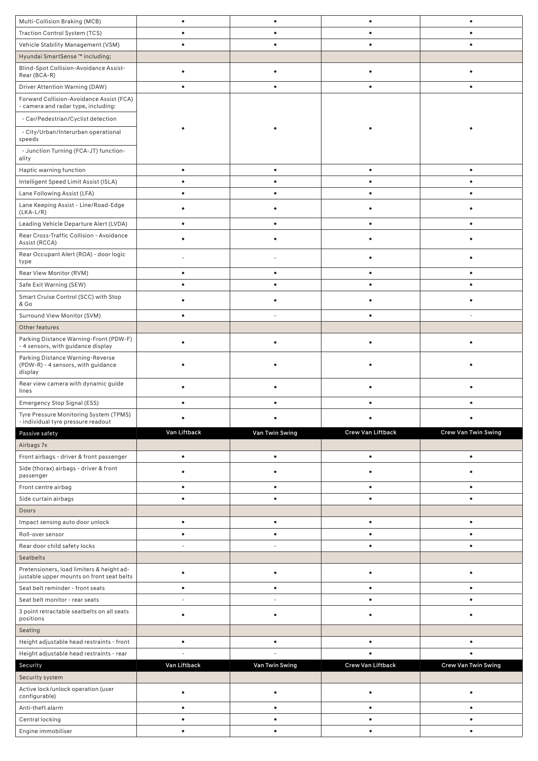| | | | | |
|---|---|---|---|---|
| Multi-Collision Braking (MCB) | • | • | • | • |
| Traction Control System (TCS) | • | • | • | • |
| Vehicle Stability Management (VSM) | • | • | • | • |
| Hyundai SmartSense ™ including; | | | | |
| Blind-Spot Collision-Avoidance Assist-Rear (BCA-R) | • | • | • | • |
| Driver Attention Warning (DAW) | • | • | • | • |
| Forward Collision-Avoidance Assist (FCA) - camera and radar type, including: - Car/Pedestrian/Cyclist detection - City/Urban/Interurban operational speeds - Junction Turning (FCA-JT) functionality | • | • | • | • |
| Haptic warning function | • | • | • | • |
| Intelligent Speed Limit Assist (ISLA) | • | • | • | • |
| Lane Following Assist (LFA) | • | • | • | • |
| Lane Keeping Assist - Line/Road-Edge (LKA-L/R) | • | • | • | • |
| Leading Vehicle Departure Alert (LVDA) | • | • | • | • |
| Rear Cross-Traffic Collision - Avoidance Assist (RCCA) | • | • | • | • |
| Rear Occupant Alert (ROA) - door logic type | - | - | • | • |
| Rear View Monitor (RVM) | • | • | • | • |
| Safe Exit Warning (SEW) | • | • | • | • |
| Smart Cruise Control (SCC) with Stop & Go | • | • | • | • |
| Surround View Monitor (SVM) | • | - | • | - |
| Other features | | | | |
| Parking Distance Warning-Front (PDW-F) - 4 sensors, with guidance display | • | • | • | • |
| Parking Distance Warning-Reverse (PDW-R) - 4 sensors, with guidance display | • | • | • | • |
| Rear view camera with dynamic guide lines | • | • | • | • |
| Emergency Stop Signal (ESS) | • | • | • | • |
| Tyre Pressure Monitoring System (TPMS) - individual tyre pressure readout | • | • | • | • |
| **Passive safety** | **Van Liftback** | **Van Twin Swing** | **Crew Van Liftback** | **Crew Van Twin Swing** |
| Airbags 7x | | | | |
| Front airbags - driver & front passenger | • | • | • | • |
| Side (thorax) airbags - driver & front passenger | • | • | • | • |
| Front centre airbag | • | • | • | • |
| Side curtain airbags | • | • | • | • |
| Doors | | | | |
| Impact sensing auto door unlock | • | • | • | • |
| Roll-over sensor | • | • | • | • |
| Rear door child safety locks | - | - | • | • |
| Seatbelts | | | | |
| Pretensioners, load limiters & height adjustable upper mounts on front seat belts | • | • | • | • |
| Seat belt reminder - front seats | • | • | • | • |
| Seat belt monitor - rear seats | - | - | • | • |
| 3 point retractable seatbelts on all seats positions | • | • | • | • |
| Seating | | | | |
| Height adjustable head restraints - front | • | • | • | • |
| Height adjustable head restraints - rear | - | - | • | • |
| **Security** | **Van Liftback** | **Van Twin Swing** | **Crew Van Liftback** | **Crew Van Twin Swing** |
| Security system | | | | |
| Active lock/unlock operation (user configurable) | • | • | • | • |
| Anti-theft alarm | • | • | • | • |
| Central locking | • | • | • | • |
| Engine immobiliser | • | • | • | • |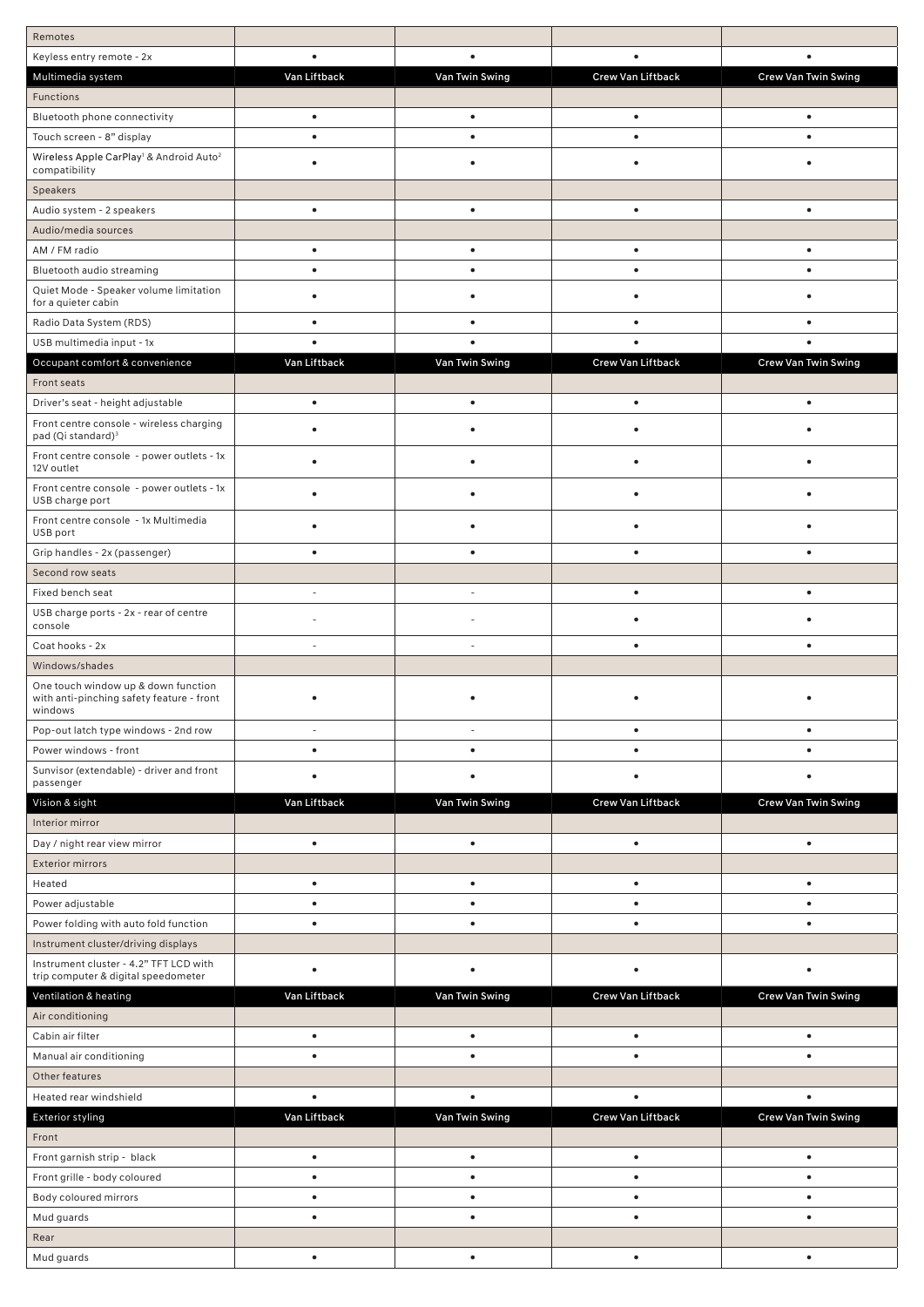| Remotes | | | | |
|---|---|---|---|---|
| Keyless entry remote - 2x | • | • | • | • |
| **Multimedia system** | **Van Liftback** | **Van Twin Swing** | **Crew Van Liftback** | **Crew Van Twin Swing** |
| Functions | | | | |
| Bluetooth phone connectivity | • | • | • | • |
| Touch screen - 8" display | • | • | • | • |
| Wireless Apple CarPlay[1] & Android Auto[2] compatibility | • | • | • | • |
| Speakers | | | | |
| Audio system - 2 speakers | • | • | • | • |
| Audio/media sources | | | | |
| AM / FM radio | • | • | • | • |
| Bluetooth audio streaming | • | • | • | • |
| Quiet Mode - Speaker volume limitation for a quieter cabin | • | • | • | • |
| Radio Data System (RDS) | • | • | • | • |
| USB multimedia input - 1x | • | • | • | • |
| **Occupant comfort & convenience** | **Van Liftback** | **Van Twin Swing** | **Crew Van Liftback** | **Crew Van Twin Swing** |
| Front seats | | | | |
| Driver's seat - height adjustable | • | • | • | • |
| Front centre console - wireless charging pad (Qi standard)[3] | • | • | • | • |
| Front centre console - power outlets - 1x 12V outlet | • | • | • | • |
| Front centre console - power outlets - 1x USB charge port | • | • | • | • |
| Front centre console - 1x Multimedia USB port | • | • | • | • |
| Grip handles - 2x (passenger) | • | • | • | • |
| Second row seats | | | | |
| Fixed bench seat | - | - | • | • |
| USB charge ports - 2x - rear of centre console | - | - | • | • |
| Coat hooks - 2x | - | - | • | • |
| Windows/shades | | | | |
| One touch window up & down function with anti-pinching safety feature - front windows | • | • | • | • |
| Pop-out latch type windows - 2nd row | - | - | • | • |
| Power windows - front | • | • | • | • |
| Sunvisor (extendable) - driver and front passenger | • | • | • | • |
| **Vision & sight** | **Van Liftback** | **Van Twin Swing** | **Crew Van Liftback** | **Crew Van Twin Swing** |
| Interior mirror | | | | |
| Day / night rear view mirror | • | • | • | • |
| Exterior mirrors | | | | |
| Heated | • | • | • | • |
| Power adjustable | • | • | • | • |
| Power folding with auto fold function | • | • | • | • |
| Instrument cluster/driving displays | | | | |
| Instrument cluster - 4.2" TFT LCD with trip computer & digital speedometer | • | • | • | • |
| **Ventilation & heating** | **Van Liftback** | **Van Twin Swing** | **Crew Van Liftback** | **Crew Van Twin Swing** |
| Air conditioning | | | | |
| Cabin air filter | • | • | • | • |
| Manual air conditioning | • | • | • | • |
| Other features | | | | |
| Heated rear windshield | • | • | • | • |
| **Exterior styling** | **Van Liftback** | **Van Twin Swing** | **Crew Van Liftback** | **Crew Van Twin Swing** |
| Front | | | | |
| Front garnish strip - black | • | • | • | • |
| Front grille - body coloured | • | • | • | • |
| Body coloured mirrors | • | • | • | • |
| Mud guards | • | • | • | • |
| Rear | | | | |
| Mud guards | • | • | • | • |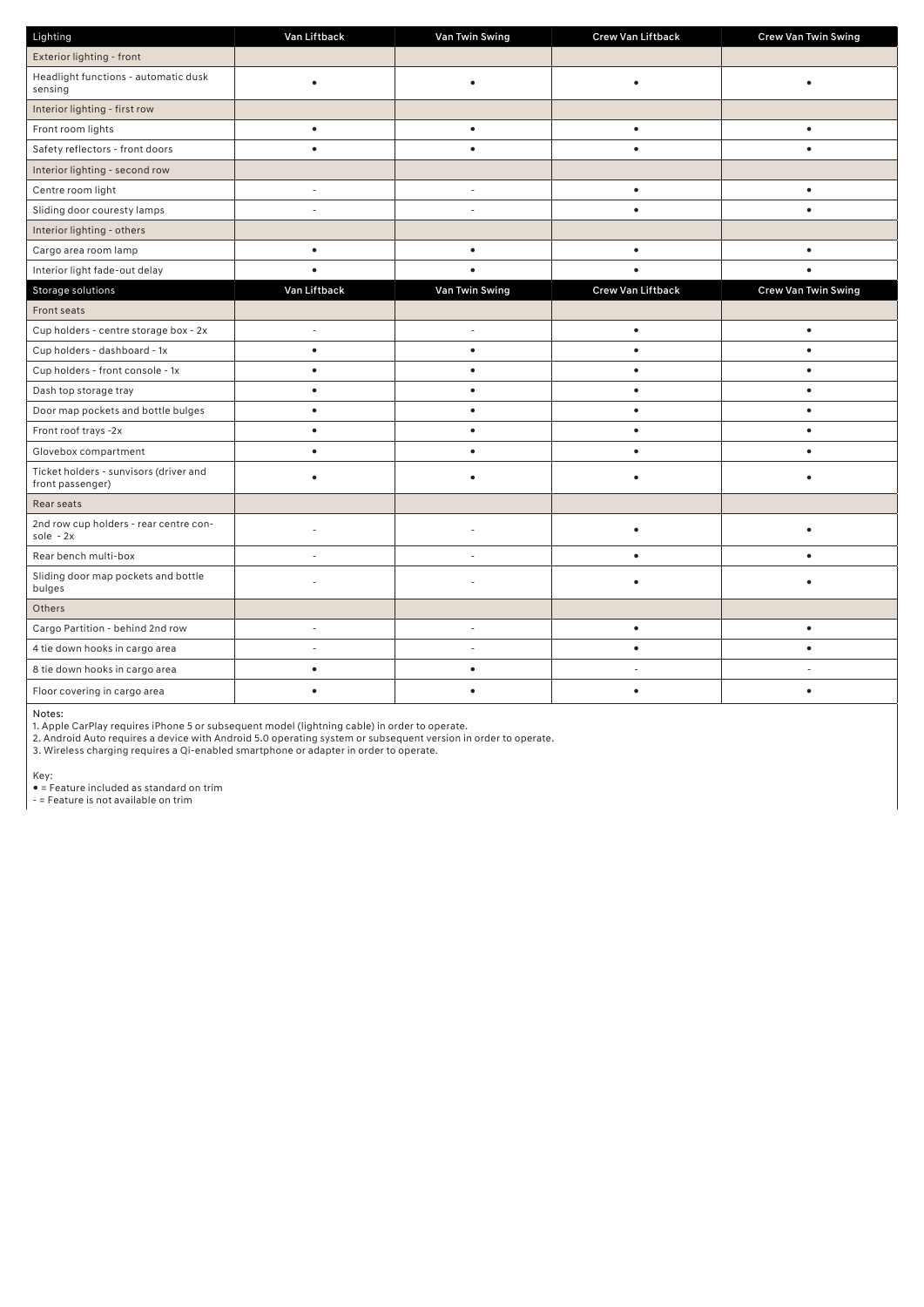| Lighting | Van Liftback | Van Twin Swing | Crew Van Liftback | Crew Van Twin Swing |
|---|---|---|---|---|
| Exterior lighting - front | | | | |
| Headlight functions - automatic dusk sensing | • | • | • | • |
| Interior lighting - first row | | | | |
| Front room lights | • | • | • | • |
| Safety reflectors - front doors | • | • | • | • |
| Interior lighting - second row | | | | |
| Centre room light | - | - | • | • |
| Sliding door couresty lamps | - | - | • | • |
| Interior lighting - others | | | | |
| Cargo area room lamp | • | • | • | • |
| Interior light fade-out delay | • | • | • | • |

| Storage solutions | Van Liftback | Van Twin Swing | Crew Van Liftback | Crew Van Twin Swing |
|---|---|---|---|---|
| Front seats | | | | |
| Cup holders - centre storage box - 2x | - | - | • | • |
| Cup holders - dashboard - 1x | • | • | • | • |
| Cup holders - front console - 1x | • | • | • | • |
| Dash top storage tray | • | • | • | • |
| Door map pockets and bottle bulges | • | • | • | • |
| Front roof trays -2x | • | • | • | • |
| Glovebox compartment | • | • | • | • |
| Ticket holders - sunvisors (driver and front passenger) | • | • | • | • |
| Rear seats | | | | |
| 2nd row cup holders - rear centre console - 2x | - | - | • | • |
| Rear bench multi-box | - | - | • | • |
| Sliding door map pockets and bottle bulges | - | - | • | • |
| Others | | | | |
| Cargo Partition - behind 2nd row | - | - | • | • |
| 4 tie down hooks in cargo area | - | - | • | • |
| 8 tie down hooks in cargo area | • | • | - | - |
| Floor covering in cargo area | • | • | • | • |

Notes:
1. Apple CarPlay requires iPhone 5 or subsequent model (lightning cable) in order to operate.
2. Android Auto requires a device with Android 5.0 operating system or subsequent version in order to operate.
3. Wireless charging requires a Qi-enabled smartphone or adapter in order to operate.

Key:
• = Feature included as standard on trim
- = Feature is not available on trim